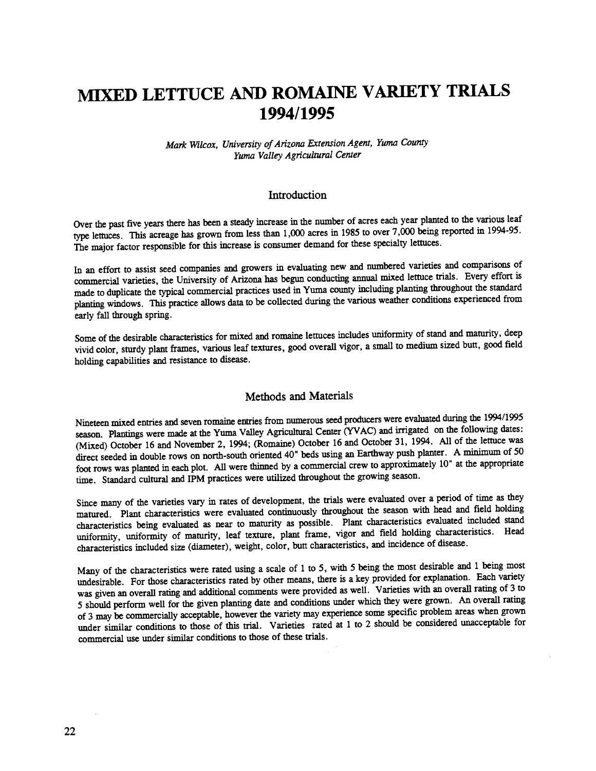# MIXED LETTUCE AND ROMAINE VARIETY TRIALS 1994/1995

*Mark Wilcox, University of Arizona Extension Agent, Yuma County*
*Yuma Valley Agricultural Center*

## Introduction

Over the past five years there has been a steady increase in the number of acres each year planted to the various leaf type lettuces. This acreage has grown from less than 1,000 acres in 1985 to over 7,000 being reported in 1994-95. The major factor responsible for this increase is consumer demand for these specialty lettuces.

In an effort to assist seed companies and growers in evaluating new and numbered varieties and comparisons of commercial varieties, the University of Arizona has begun conducting annual mixed lettuce trials. Every effort is made to duplicate the typical commercial practices used in Yuma county including planting throughout the standard planting windows. This practice allows data to be collected during the various weather conditions experienced from early fall through spring.

Some of the desirable characteristics for mixed and romaine lettuces includes uniformity of stand and maturity, deep vivid color, sturdy plant frames, various leaf textures, good overall vigor, a small to medium sized butt, good field holding capabilities and resistance to disease.

## Methods and Materials

Nineteen mixed entries and seven romaine entries from numerous seed producers were evaluated during the 1994/1995 season. Plantings were made at the Yuma Valley Agricultural Center (YVAC) and irrigated on the following dates: (Mixed) October 16 and November 2, 1994; (Romaine) October 16 and October 31, 1994. All of the lettuce was direct seeded in double rows on north-south oriented 40" beds using an Earthway push planter. A minimum of 50 foot rows was planted in each plot. All were thinned by a commercial crew to approximately 10" at the appropriate time. Standard cultural and IPM practices were utilized throughout the growing season.

Since many of the varieties vary in rates of development, the trials were evaluated over a period of time as they matured. Plant characteristics were evaluated continuously throughout the season with head and field holding characteristics being evaluated as near to maturity as possible. Plant characteristics evaluated included stand uniformity, uniformity of maturity, leaf texture, plant frame, vigor and field holding characteristics. Head characteristics included size (diameter), weight, color, butt characteristics, and incidence of disease.

Many of the characteristics were rated using a scale of 1 to 5, with 5 being the most desirable and 1 being most undesirable. For those characteristics rated by other means, there is a key provided for explanation. Each variety was given an overall rating and additional comments were provided as well. Varieties with an overall rating of 3 to 5 should perform well for the given planting date and conditions under which they were grown. An overall rating of 3 may be commercially acceptable, however the variety may experience some specific problem areas when grown under similar conditions to those of this trial. Varieties rated at 1 to 2 should be considered unacceptable for commercial use under similar conditions to those of these trials.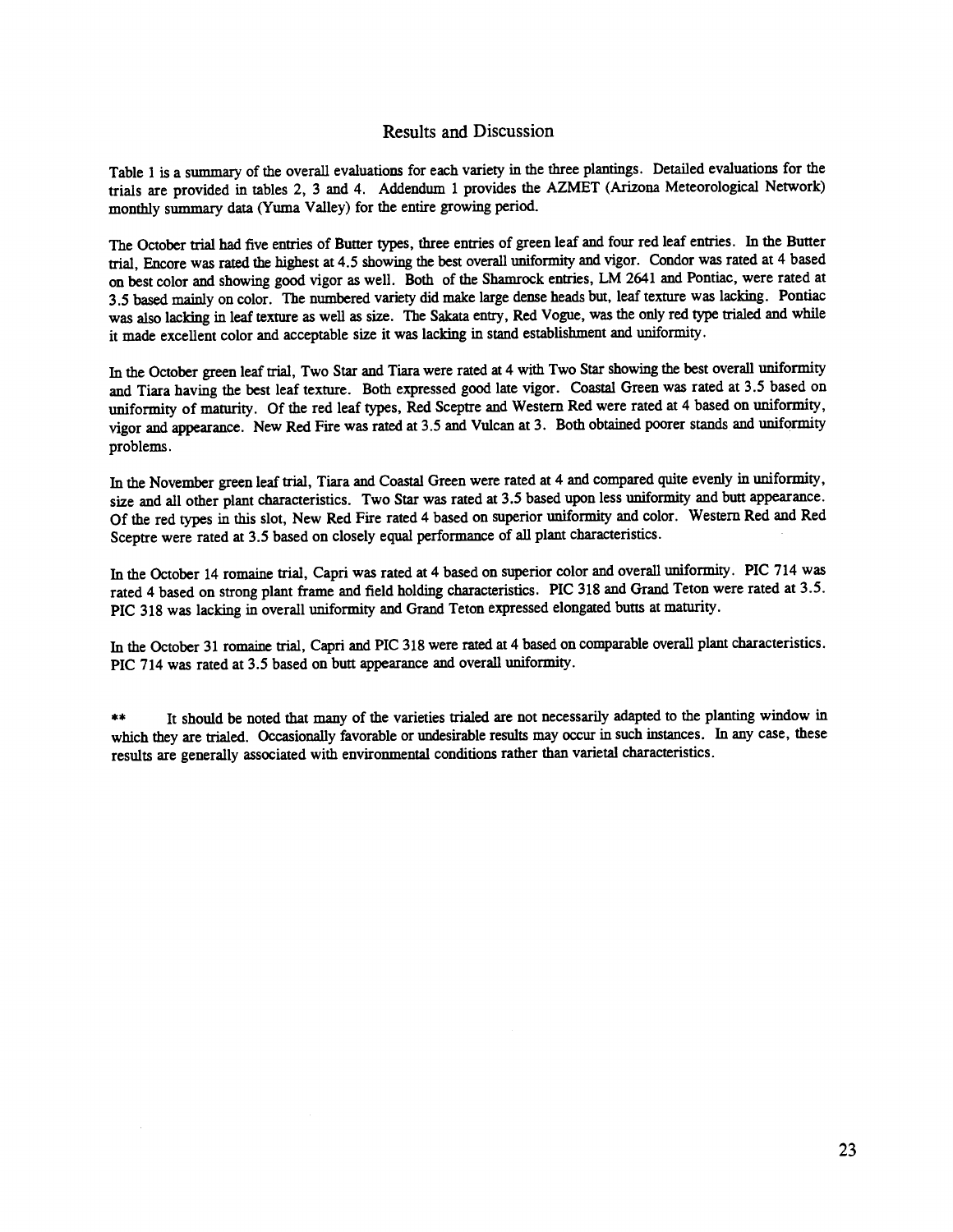## Results and Discussion

Table 1 is a summary of the overall evaluations for each variety in the three plantings. Detailed evaluations for the trials are provided in tables 2, 3 and 4. Addendum 1 provides the AZMET (Arizona Meteorological Network) monthly summary data (Yuma Valley) for the entire growing period.

The October trial had five entries of Butter types, three entries of green leaf and four red leaf entries. In the Butter trial, Encore was rated the highest at 4.5 showing the best overall uniformity and vigor. Condor was rated at 4 based on best color and showing good vigor as well. Both of the Shamrock entries, LM 2641 and Pontiac, were rated at 3.5 based mainly on color. The numbered variety did make large dense heads but, leaf texture was lacking. Pontiac was also lacking in leaf texture as well as size. The Sakata entry, Red Vogue, was the only red type trialed and while it made excellent color and acceptable size it was lacking in stand establishment and uniformity.

In the October green leaf trial, Two Star and Tiara were rated at 4 with Two Star showing the best overall uniformity and Tiara having the best leaf texture. Both expressed good late vigor. Coastal Green was rated at 3.5 based on uniformity of maturity. Of the red leaf types, Red Sceptre and Western Red were rated at 4 based on uniformity, vigor and appearance. New Red Fire was rated at 3.5 and Vulcan at 3. Both obtained poorer stands and uniformity problems.

In the November green leaf trial, Tiara and Coastal Green were rated at 4 and compared quite evenly in uniformity, size and all other plant characteristics. Two Star was rated at 3.5 based upon less uniformity and butt appearance. Of the red types in this slot, New Red Fire rated 4 based on superior uniformity and color. Western Red and Red Sceptre were rated at 3.5 based on closely equal performance of all plant characteristics.

In the October 14 romaine trial, Capri was rated at 4 based on superior color and overall uniformity. PIC 714 was rated 4 based on strong plant frame and field holding characteristics. PIC 318 and Grand Teton were rated at 3.5. PIC 318 was lacking in overall uniformity and Grand Teton expressed elongated butts at maturity.

In the October 31 romaine trial, Capri and PIC 318 were rated at 4 based on comparable overall plant characteristics. PIC 714 was rated at 3.5 based on butt appearance and overall uniformity.

** It should be noted that many of the varieties trialed are not necessarily adapted to the planting window in which they are trialed. Occasionally favorable or undesirable results may occur in such instances. In any case, these results are generally associated with environmental conditions rather than varietal characteristics.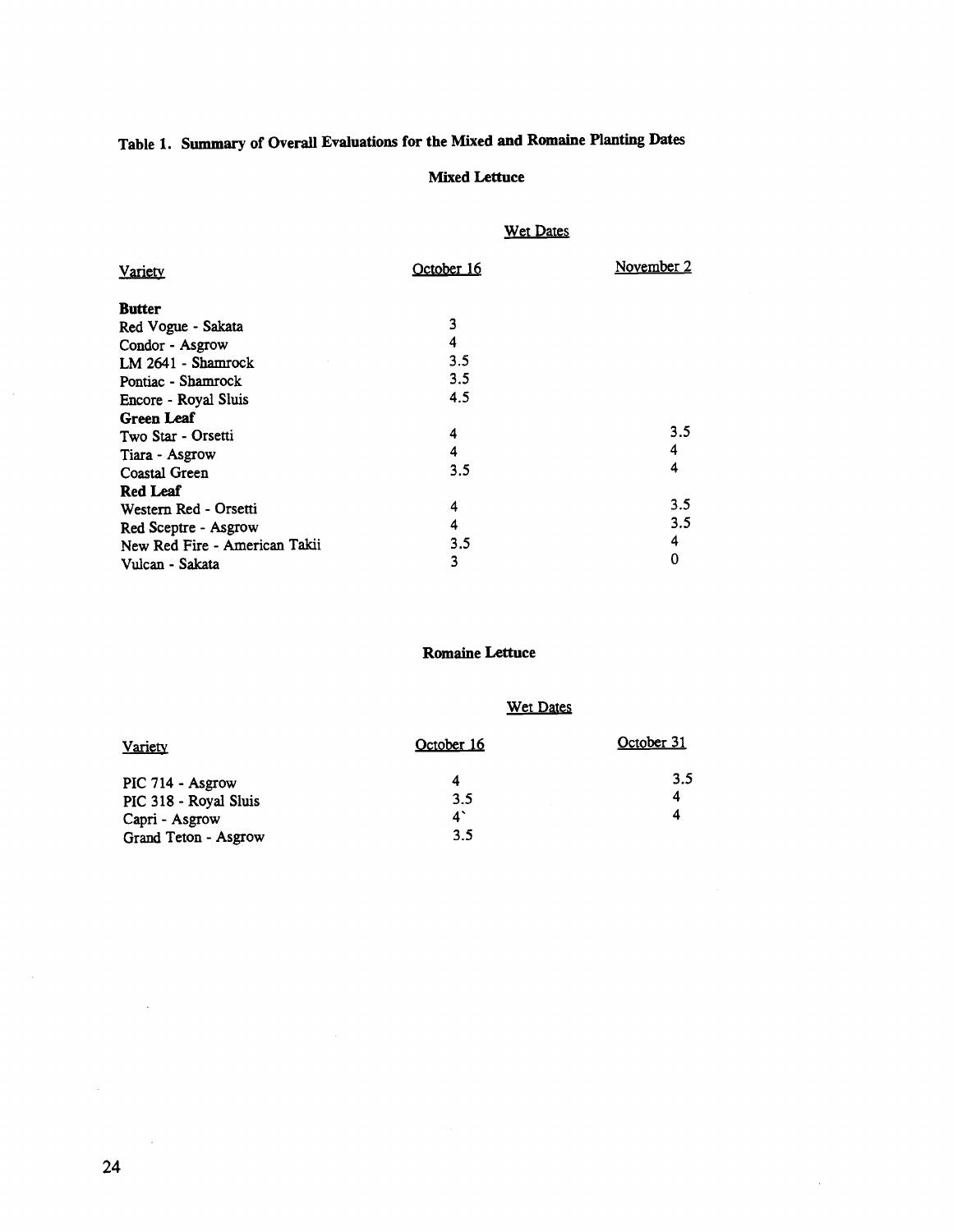# Table 1. Summary of Overall Evaluations for the Mixed and Romaine Planting Dates

## Mixed Lettuce

| Variety | Wet Dates | |
|---|---|---|
| | October 16 | November 2 |
| **Butter** | | |
| Red Vogue - Sakata | 3 | |
| Condor - Asgrow | 4 | |
| LM 2641 - Shamrock | 3.5 | |
| Pontiac - Shamrock | 3.5 | |
| Encore - Royal Sluis | 4.5 | |
| **Green Leaf** | | |
| Two Star - Orsetti | 4 | 3.5 |
| Tiara - Asgrow | 4 | 4 |
| Coastal Green | 3.5 | 4 |
| **Red Leaf** | | |
| Western Red - Orsetti | 4 | 3.5 |
| Red Sceptre - Asgrow | 4 | 3.5 |
| New Red Fire - American Takii | 3.5 | 4 |
| Vulcan - Sakata | 3 | 0 |

## Romaine Lettuce

| Variety | Wet Dates | |
|---|---|---|
| | October 16 | October 31 |
| PIC 714 - Asgrow | 4 | 3.5 |
| PIC 318 - Royal Sluis | 3.5 | 4 |
| Capri - Asgrow | 4` | 4 |
| Grand Teton - Asgrow | 3.5 | |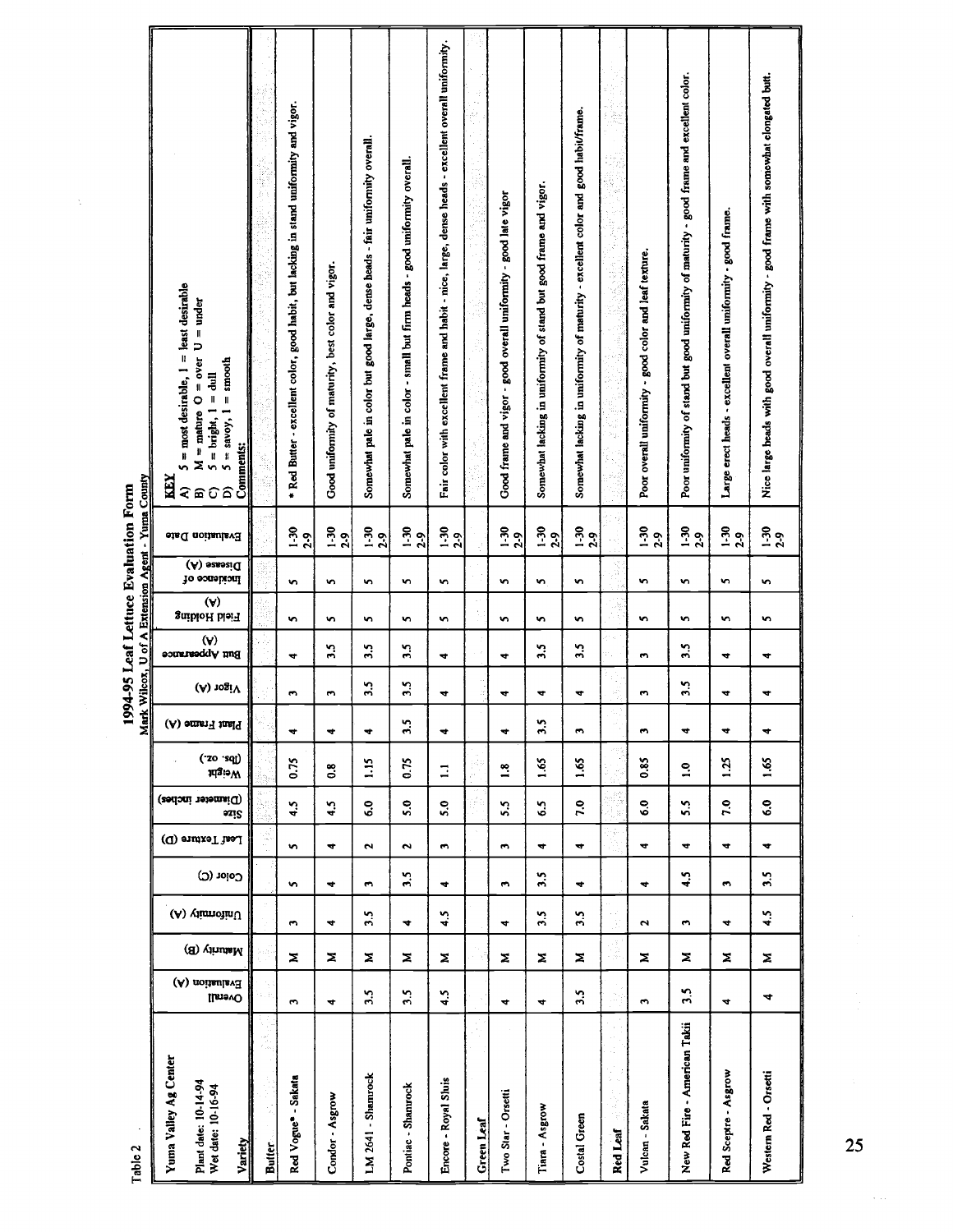Table 2

# 1994-95 Leaf Lettuce Evaluation Form

Mark Wilcox, U of A Extension Agent - Yuma County

Yuma Valley Ag Center
Plant date: 10-14-94
Wet date: 10-16-94

KEY
A) 5 = most desirable, 1 = least desirable
B) M = mature O = over U = under
C) 5 = bright, 1 = dull
D) 5 = savoy, 1 = smooth

| Variety | Overall Evaluation (A) | Maturity (B) | Uniformity (A) | Color (C) | Leaf Texture (D) | Size (Diameter inches) | Weight (lbs. oz.) | Plant Frame (A) | Vigor (A) | Butt Appearance (A) | Field Holding (A) | Incidence of Disease (A) | Evaluation Date | Comments: |
|---|---|---|---|---|---|---|---|---|---|---|---|---|---|---|
| **Butter** | | | | | | | | | | | | | | |
| Red Vogue* - Sakata | 3 | M | 3 | 5 | 5 | 4.5 | 0.75 | 4 | 3 | 4 | 5 | 5 | 1-30 2-9 | * Red Butter - excellent color, good habit, but lacking in stand uniformity and vigor. |
| Condor - Asgrow | 4 | M | 4 | 4 | 4 | 4.5 | 0.8 | 4 | 3 | 3.5 | 5 | 5 | 1-30 2-9 | Good uniformity of maturity, best color and vigor. |
| LM 2641 - Shamrock | 3.5 | M | 3.5 | 3 | 2 | 6.0 | 1.15 | 4 | 3.5 | 3.5 | 5 | 5 | 1-30 2-9 | Somewhat pale in color but good large, dense heads - fair uniformity overall. |
| Pontiac - Shamrock | 3.5 | M | 4 | 3.5 | 2 | 5.0 | 0.75 | 3.5 | 3.5 | 3.5 | 5 | 5 | 1-30 2-9 | Somewhat pale in color - small but firm heads - good uniformity overall. |
| Encore - Royal Sluis | 4.5 | M | 4.5 | 4 | 3 | 5.0 | 1.1 | 4 | 4 | 4 | 5 | 5 | 1-30 2-9 | Fair color with excellent frame and habit - nice, large, dense heads - excellent overall uniformity. |
| **Green Leaf** | | | | | | | | | | | | | | |
| Two Star - Orsetti | 4 | M | 4 | 3 | 3 | 5.5 | 1.8 | 4 | 4 | 4 | 5 | 5 | 1-30 2-9 | Good frame and vigor - good overall uniformity - good late vigor |
| Tiara - Asgrow | 4 | M | 3.5 | 3.5 | 4 | 6.5 | 1.65 | 3.5 | 4 | 3.5 | 5 | 5 | 1-30 2-9 | Somewhat lacking in uniformity of stand but good frame and vigor. |
| Costal Green | 3.5 | M | 3.5 | 4 | 4 | 7.0 | 1.65 | 3 | 4 | 3.5 | 5 | 5 | 1-30 2-9 | Somewhat lacking in uniformity of maturity - excellent color and good habit/frame. |
| **Red Leaf** | | | | | | | | | | | | | | |
| Vulcan - Sakata | 3 | M | 2 | 4 | 4 | 6.0 | 0.85 | 3 | 3 | 3 | 5 | 5 | 1-30 2-9 | Poor overall uniformity - good color and leaf texture. |
| New Red Fire - American Takii | 3.5 | M | 3 | 4.5 | 4 | 5.5 | 1.0 | 4 | 3.5 | 3.5 | 5 | 5 | 1-30 2-9 | Poor uniformity of stand but good uniformity of maturity - good frame and excellent color. |
| Red Sceptre - Asgrow | 4 | M | 4 | 3 | 4 | 7.0 | 1.25 | 4 | 4 | 4 | 5 | 5 | 1-30 2-9 | Large erect heads - excellent overall uniformity - good frame. |
| Western Red - Orsetti | 4 | M | 4.5 | 3.5 | 4 | 6.0 | 1.65 | 4 | 4 | 4 | 5 | 5 | 1-30 2-9 | Nice large heads with good overall uniformity - good frame with somewhat elongated butt. |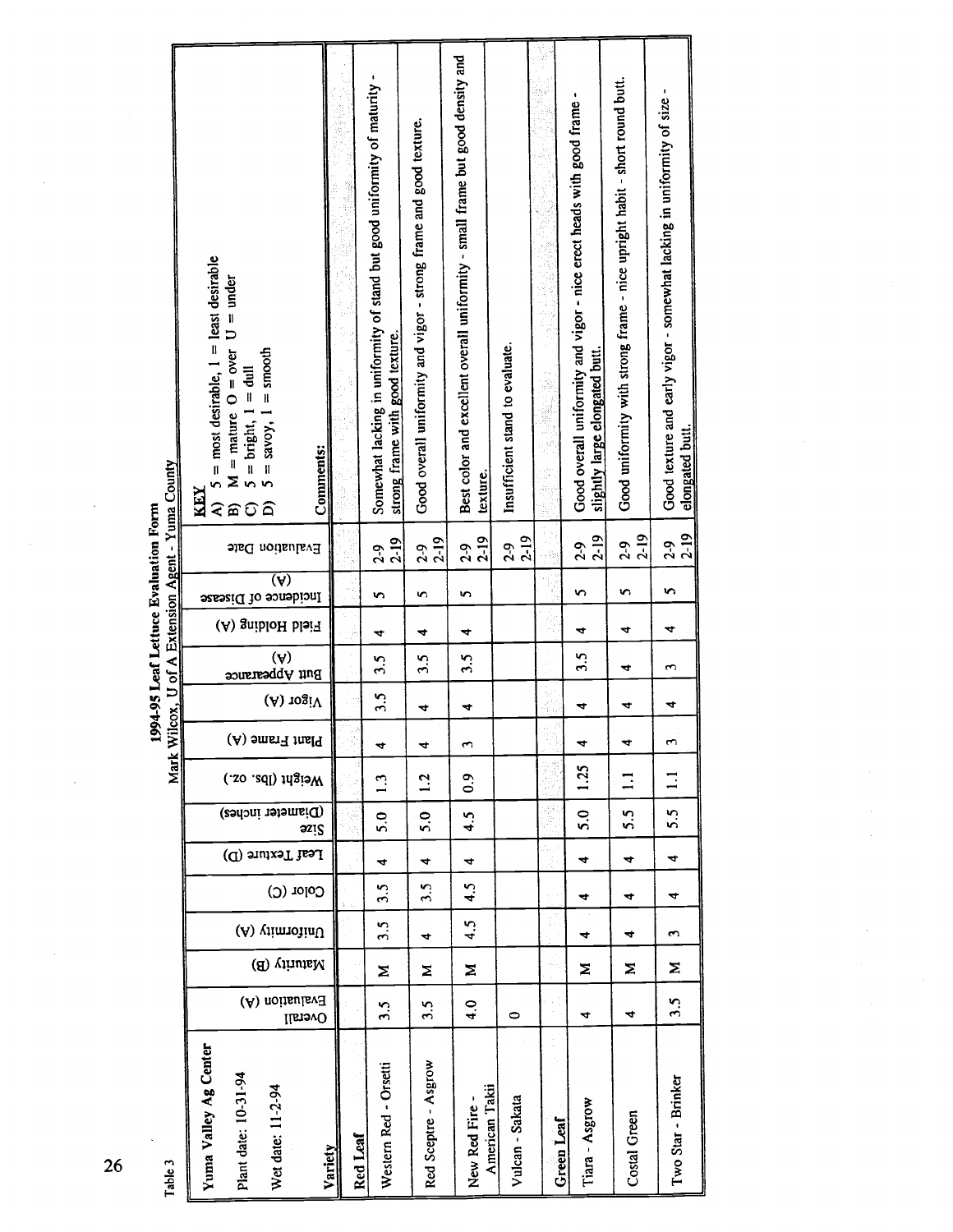Table 3

**1994-95 Leaf Lettuce Evaluation Form**
**Mark Wilcox, U of A Extension Agent - Yuma County**

**Yuma Valley Ag Center**

Plant date: 10-31-94

Wet date: 11-2-94

**KEY**
A) 5 = most desirable, 1 = least desirable
B) M = mature O = over U = under
C) 5 = bright, 1 = dull
D) 5 = savoy, 1 = smooth

| Variety | Overall Evaluation (A) | Maturity (B) | Uniformity (A) | Color (C) | Leaf Texture (D) | Size (Diameter inches) | Weight (lbs. oz.) | Plant Frame (A) | Vigor (A) | Butt Appearance (A) | Field Holding (A) | Incidence of Disease (A) | Evaluation Date | Comments: |
|---|---|---|---|---|---|---|---|---|---|---|---|---|---|---|
| **Red Leaf** | | | | | | | | | | | | | | |
| Western Red - Orsetti | 3.5 | M | 3.5 | 3.5 | 4 | 5.0 | 1.3 | 4 | 3.5 | 3.5 | 4 | 5 | 2-9 2-19 | Somewhat lacking in uniformity of stand but good uniformity of maturity - strong frame with good texture. |
| Red Sceptre - Asgrow | 3.5 | M | 4 | 3.5 | 4 | 5.0 | 1.2 | 4 | 4 | 3.5 | 4 | 5 | 2-9 2-19 | Good overall uniformity and vigor - strong frame and good texture. |
| New Red Fire - American Takii | 4.0 | M | 4.5 | 4.5 | 4 | 4.5 | 0.9 | 3 | 4 | 3.5 | 4 | 5 | 2-9 2-19 | Best color and excellent overall uniformity - small frame but good density and texture. |
| Vulcan - Sakata | 0 | | | | | | | | | | | | 2-9 2-19 | Insufficient stand to evaluate. |
| **Green Leaf** | | | | | | | | | | | | | | |
| Tiara - Asgrow | 4 | M | 4 | 4 | 4 | 5.0 | 1.25 | 4 | 4 | 3.5 | 4 | 5 | 2-9 2-19 | Good overall uniformity and vigor - nice erect heads with good frame - slightly large elongated butt. |
| Costal Green | 4 | M | 4 | 4 | 4 | 5.5 | 1.1 | 4 | 4 | 4 | 4 | 5 | 2-9 2-19 | Good uniformity with strong frame - nice upright habit - short round butt. |
| Two Star - Brinker | 3.5 | M | 3 | 4 | 4 | 5.5 | 1.1 | 3 | 4 | 3 | 4 | 5 | 2-9 2-19 | Good texture and early vigor - somewhat lacking in uniformity of size - elongated butt. |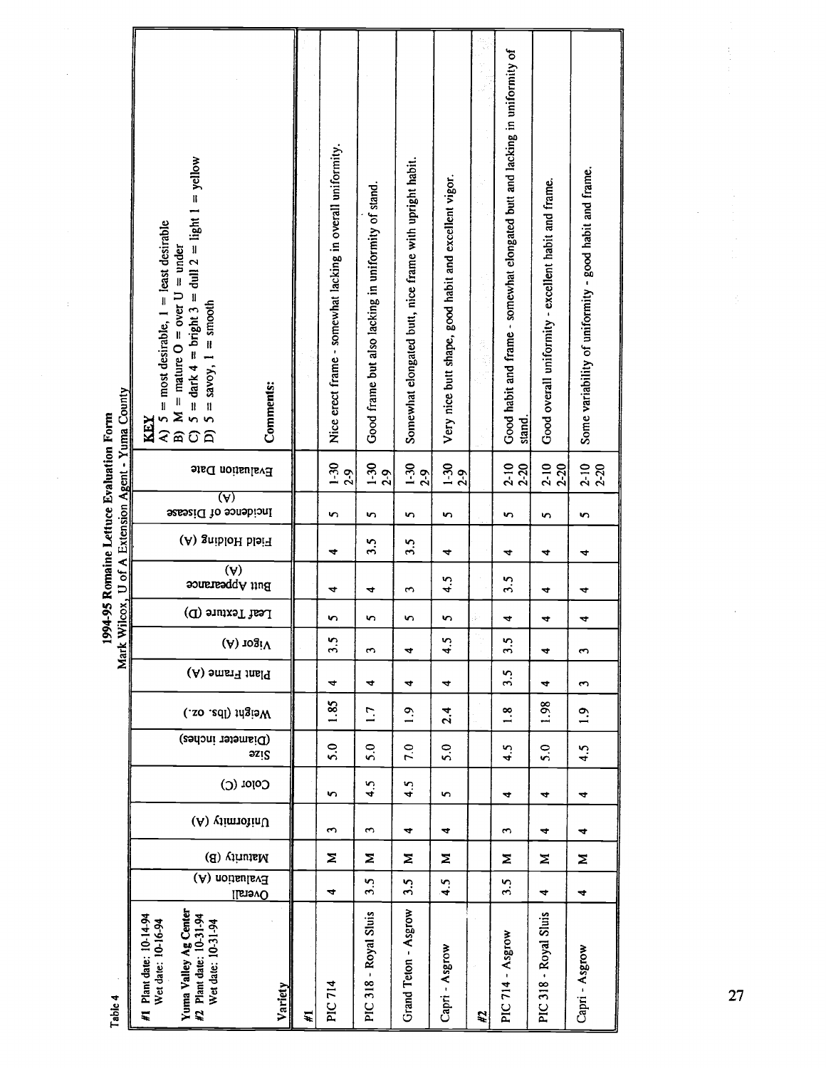Table 4

**1994-95 Romaine Lettuce Evaluation Form**
Mark Wilcox, U of A Extension Agent - Yuma County

#1 Plant date: 10-14-94
Wet date: 10-16-94

Yuma Valley Ag Center
#2 Plant date: 10-31-94
Wet date: 10-31-94

**KEY**
A) 5 = most desirable, 1 = least desirable
B) M = mature O = over U = under
C) 5 = dark 4 = bright 3 = dull 2 = light 1 = yellow
D) 5 = savoy, 1 = smooth

| Variety | Overall Evaluation (A) | Maturity (B) | Uniformity (A) | Color (C) | Size (Diameter inches) | Weight (lbs. oz.) | Plant Frame (A) | Vigor (A) | Leaf Texture (D) | Butt Appearance (A) | Field Holding (A) | Incidence of Disease (A) | Evaluation Date | Comments: |
|---|---|---|---|---|---|---|---|---|---|---|---|---|---|---|
| **#1** | | | | | | | | | | | | | | |
| PIC 714 | 4 | M | 3 | 5 | 5.0 | 1.85 | 4 | 3.5 | 5 | 4 | 4 | 5 | 1-30 2-9 | Nice erect frame - somewhat lacking in overall uniformity. |
| PIC 318 - Royal Sluis | 3.5 | M | 3 | 4.5 | 5.0 | 1.7 | 4 | 3 | 5 | 4 | 3.5 | 5 | 1-30 2-9 | Good frame but also lacking in uniformity of stand. |
| Grand Teton - Asgrow | 3.5 | M | 4 | 4.5 | 7.0 | 1.9 | 4 | 4 | 5 | 3 | 3.5 | 5 | 1-30 2-9 | Somewhat elongated butt, nice frame with upright habit. |
| Capri - Asgrow | 4.5 | M | 4 | 5 | 5.0 | 2.4 | 4 | 4.5 | 5 | 4.5 | 4 | 5 | 1-30 2-9 | Very nice butt shape, good habit and excellent vigor. |
| **#2** | | | | | | | | | | | | | | |
| PIC 714 - Asgrow | 3.5 | M | 3 | 4 | 4.5 | 1.8 | 3.5 | 3.5 | 4 | 3.5 | 4 | 5 | 2-10 2-20 | Good habit and frame - somewhat elongated butt and lacking in uniformity of stand. |
| PIC 318 - Royal Sluis | 4 | M | 4 | 4 | 5.0 | 1.98 | 4 | 4 | 4 | 4 | 4 | 5 | 2-10 2-20 | Good overall uniformity - excellent habit and frame. |
| Capri - Asgrow | 4 | M | 4 | 4 | 4.5 | 1.9 | 3 | 3 | 4 | 4 | 4 | 5 | 2-10 2-20 | Some variability of uniformity - good habit and frame. |